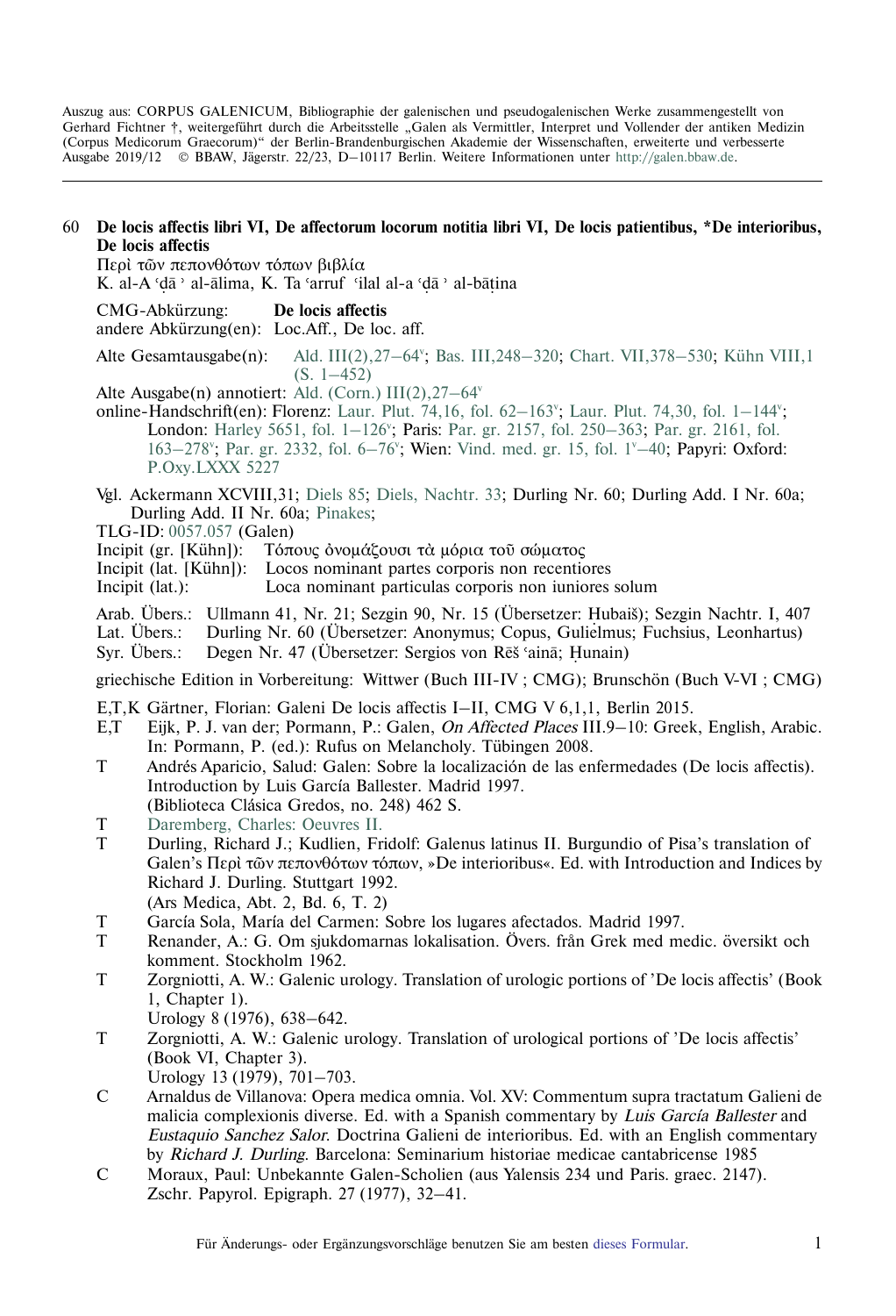Auszug aus: CORPUS GALENICUM, Bibliographie der galenischen und pseudogalenischen Werke zusammengestellt von Gerhard Fichtner †, weitergeführt durch die Arbeitsstelle „Galen als Vermittler, Interpret und Vollender der antiken Medizin (Corpus Medicorum Graecorum)" der Berlin-Brandenburgischen Akademie der Wissenschaften, erweiterte und verbesserte Ausgabe 2019/12 © BBAW, Jägerstr. 22/23, D−10117 Berlin. Weitere Informationen unter http://galen.bbaw.de.

60 **De locis affectis libri VI, De affectorum locorum notitia libri VI, De locis patientibus, *De interioribus, De locis affectis**

Περὶ τῶν πεπονθότων τόπων βιβλία

K. al-Aʿḍāʾ al-ālima, K. Taʿarruf ʿilal al-aʿḍāʾ al-bāṭina

CMG-Abkürzung: **De locis affectis**
andere Abkürzung(en): Loc.Aff., De loc. aff.

Alte Gesamtausgabe(n): Ald. III(2),27−64[v]; Bas. III,248−320; Chart. VII,378−530; Kühn VIII,1 (S. 1−452)

Alte Ausgabe(n) annotiert: Ald. (Corn.) III(2),27−64[v]

online-Handschrift(en): Florenz: Laur. Plut. 74,16, fol. 62−163[v]; Laur. Plut. 74,30, fol. 1−144[v]; London: Harley 5651, fol. 1−126[v]; Paris: Par. gr. 2157, fol. 250−363; Par. gr. 2161, fol. 163−278[v]; Par. gr. 2332, fol. 6−76[v]; Wien: Vind. med. gr. 15, fol. 1[v]−40; Papyri: Oxford: P.Oxy.LXXX 5227

Vgl. Ackermann XCVIII,31; Diels 85; Diels, Nachtr. 33; Durling Nr. 60; Durling Add. I Nr. 60a; Durling Add. II Nr. 60a; Pinakes;

TLG-ID: 0057.057 (Galen)

Incipit (gr. [Kühn]): Τόπους ὀνομάζουσι τὰ μόρια τοῦ σώματος
Incipit (lat. [Kühn]): Locos nominant partes corporis non recentiores
Incipit (lat.): Loca nominant particulas corporis non iuniores solum

Arab. Übers.: Ullmann 41, Nr. 21; Sezgin 90, Nr. 15 (Übersetzer: Ḥubaiš); Sezgin Nachtr. I, 407
Lat. Übers.: Durling Nr. 60 (Übersetzer: Anonymus; Copus, Gulielmus; Fuchsius, Leonhartus)
Syr. Übers.: Degen Nr. 47 (Übersetzer: Sergios von Rēš ʿainā; Ḥunain)

griechische Edition in Vorbereitung: Wittwer (Buch III-IV ; CMG); Brunschön (Buch V-VI ; CMG)

E,T,K Gärtner, Florian: Galeni De locis affectis I−II, CMG V 6,1,1, Berlin 2015.

E,T Eijk, P. J. van der; Pormann, P.: Galen, *On Affected Places* III.9−10: Greek, English, Arabic. In: Pormann, P. (ed.): Rufus on Melancholy. Tübingen 2008.

T Andrés Aparicio, Salud: Galen: Sobre la localización de las enfermedades (De locis affectis). Introduction by Luis García Ballester. Madrid 1997. (Biblioteca Clásica Gredos, no. 248) 462 S.

T Daremberg, Charles: Oeuvres II.

T Durling, Richard J.; Kudlien, Fridolf: Galenus latinus II. Burgundio of Pisa's translation of Galen's Περὶ τῶν πεπονθότων τόπων, »De interioribus«. Ed. with Introduction and Indices by Richard J. Durling. Stuttgart 1992. (Ars Medica, Abt. 2, Bd. 6, T. 2)

T García Sola, María del Carmen: Sobre los lugares afectados. Madrid 1997.

T Renander, A.: G. Om sjukdomarnas lokalisation. Övers. från Grek med medic. översikt och komment. Stockholm 1962.

T Zorgniotti, A. W.: Galenic urology. Translation of urologic portions of 'De locis affectis' (Book 1, Chapter 1). Urology 8 (1976), 638−642.

T Zorgniotti, A. W.: Galenic urology. Translation of urological portions of 'De locis affectis' (Book VI, Chapter 3). Urology 13 (1979), 701−703.

C Arnaldus de Villanova: Opera medica omnia. Vol. XV: Commentum supra tractatum Galieni de malicia complexionis diverse. Ed. with a Spanish commentary by *Luis García Ballester* and *Eustaquio Sanchez Salor*. Doctrina Galieni de interioribus. Ed. with an English commentary by *Richard J. Durling*. Barcelona: Seminarium historiae medicae cantabricense 1985

C Moraux, Paul: Unbekannte Galen-Scholien (aus Yalensis 234 und Paris. graec. 2147). Zschr. Papyrol. Epigraph. 27 (1977), 32−41.

Für Änderungs- oder Ergänzungsvorschläge benutzen Sie am besten dieses Formular.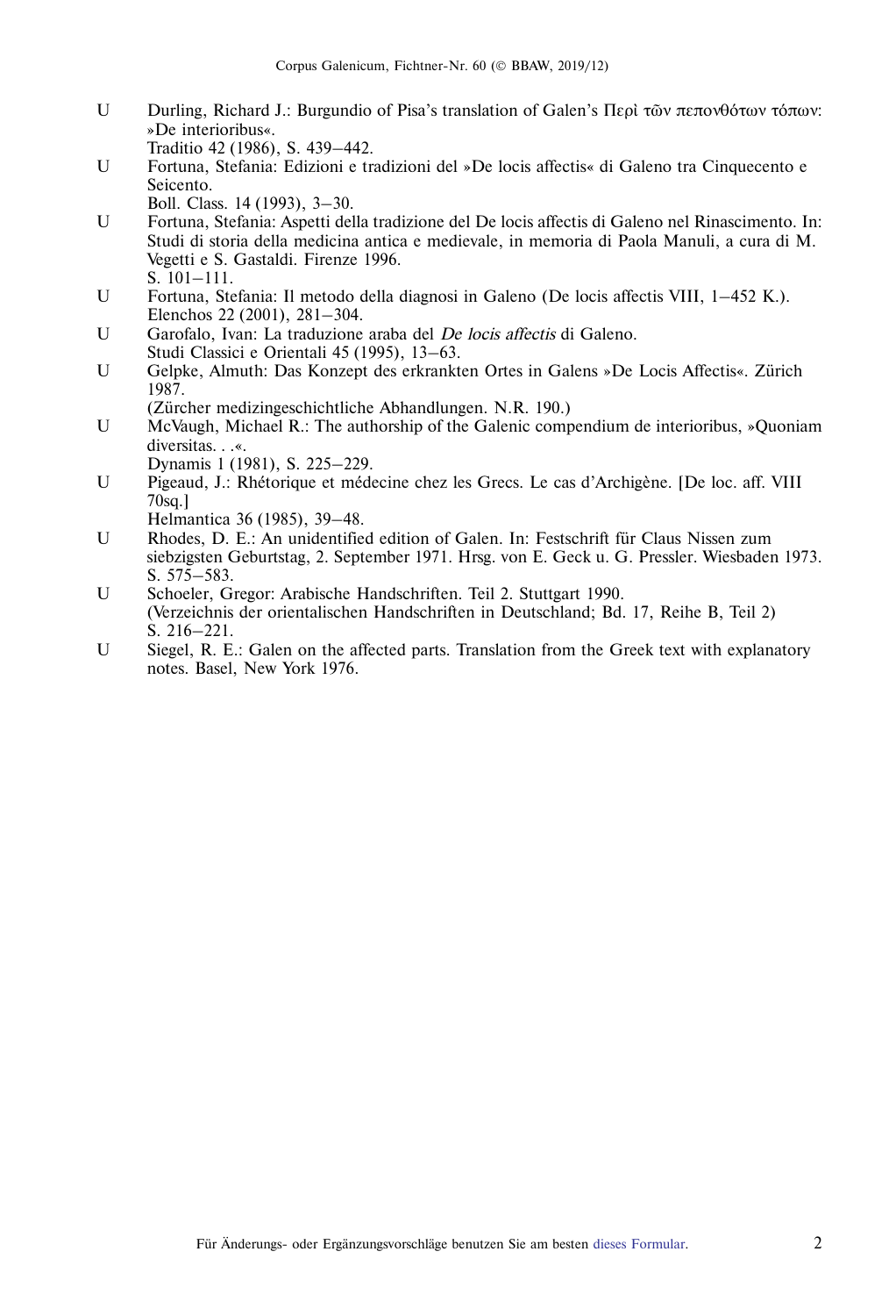U Durling, Richard J.: Burgundio of Pisa's translation of Galen's Περὶ τῶν πεπονθότων τόπων: »De interioribus«.
Traditio 42 (1986), S. 439–442.

U Fortuna, Stefania: Edizioni e tradizioni del »De locis affectis« di Galeno tra Cinquecento e Seicento.
Boll. Class. 14 (1993), 3–30.

U Fortuna, Stefania: Aspetti della tradizione del De locis affectis di Galeno nel Rinascimento. In: Studi di storia della medicina antica e medievale, in memoria di Paola Manuli, a cura di M. Vegetti e S. Gastaldi. Firenze 1996.
S. 101–111.

U Fortuna, Stefania: Il metodo della diagnosi in Galeno (De locis affectis VIII, 1–452 K.).
Elenchos 22 (2001), 281–304.

U Garofalo, Ivan: La traduzione araba del *De locis affectis* di Galeno.
Studi Classici e Orientali 45 (1995), 13–63.

U Gelpke, Almuth: Das Konzept des erkrankten Ortes in Galens »De Locis Affectis«. Zürich 1987.
(Zürcher medizingeschichtliche Abhandlungen. N.R. 190.)

U McVaugh, Michael R.: The authorship of the Galenic compendium de interioribus, »Quoniam diversitas. . .«.
Dynamis 1 (1981), S. 225–229.

U Pigeaud, J.: Rhétorique et médecine chez les Grecs. Le cas d'Archigène. [De loc. aff. VIII 70sq.]
Helmantica 36 (1985), 39–48.

U Rhodes, D. E.: An unidentified edition of Galen. In: Festschrift für Claus Nissen zum siebzigsten Geburtstag, 2. September 1971. Hrsg. von E. Geck u. G. Pressler. Wiesbaden 1973.
S. 575–583.

U Schoeler, Gregor: Arabische Handschriften. Teil 2. Stuttgart 1990.
(Verzeichnis der orientalischen Handschriften in Deutschland; Bd. 17, Reihe B, Teil 2)
S. 216–221.

U Siegel, R. E.: Galen on the affected parts. Translation from the Greek text with explanatory notes. Basel, New York 1976.